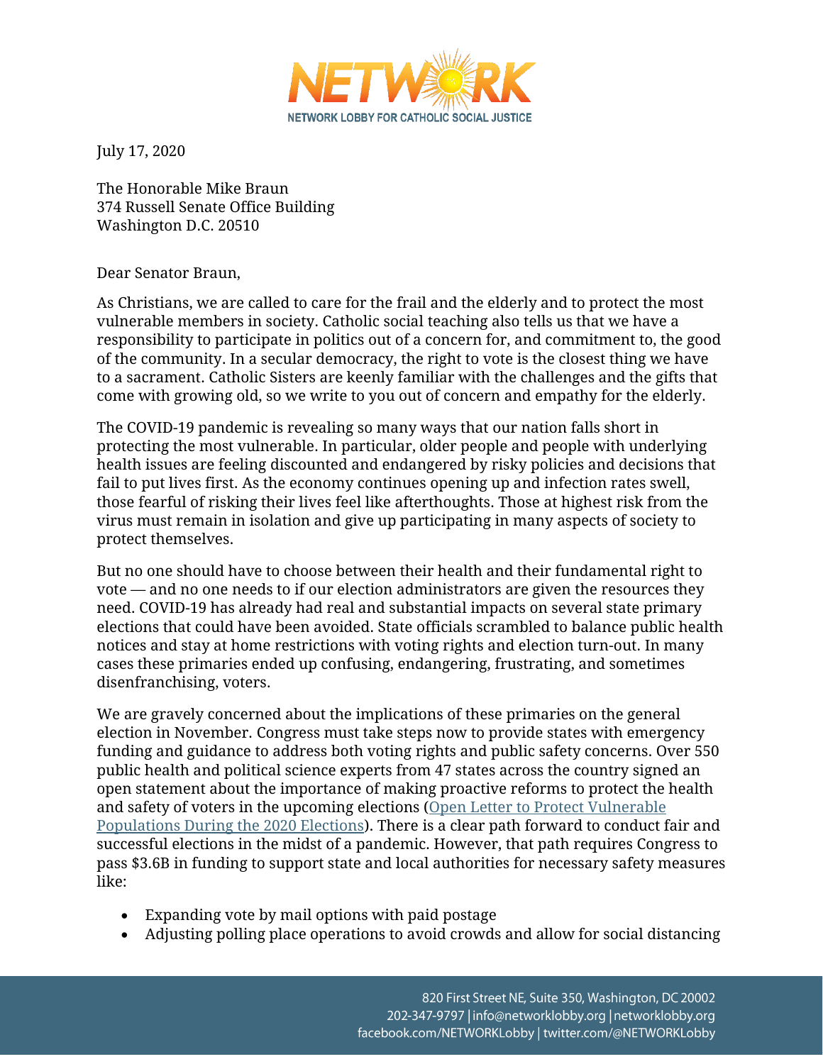NETWORK

NETWORK LOBBY FOR CATHOLIC SOCIAL JUSTICE

July 17, 2020

The Honorable Mike Braun
374 Russell Senate Office Building
Washington D.C. 20510

Dear Senator Braun,

As Christians, we are called to care for the frail and the elderly and to protect the most vulnerable members in society. Catholic social teaching also tells us that we have a responsibility to participate in politics out of a concern for, and commitment to, the good of the community. In a secular democracy, the right to vote is the closest thing we have to a sacrament. Catholic Sisters are keenly familiar with the challenges and the gifts that come with growing old, so we write to you out of concern and empathy for the elderly.

The COVID-19 pandemic is revealing so many ways that our nation falls short in protecting the most vulnerable. In particular, older people and people with underlying health issues are feeling discounted and endangered by risky policies and decisions that fail to put lives first. As the economy continues opening up and infection rates swell, those fearful of risking their lives feel like afterthoughts. Those at highest risk from the virus must remain in isolation and give up participating in many aspects of society to protect themselves.

But no one should have to choose between their health and their fundamental right to vote — and no one needs to if our election administrators are given the resources they need. COVID-19 has already had real and substantial impacts on several state primary elections that could have been avoided. State officials scrambled to balance public health notices and stay at home restrictions with voting rights and election turn-out. In many cases these primaries ended up confusing, endangering, frustrating, and sometimes disenfranchising, voters.

We are gravely concerned about the implications of these primaries on the general election in November. Congress must take steps now to provide states with emergency funding and guidance to address both voting rights and public safety concerns. Over 550 public health and political science experts from 47 states across the country signed an open statement about the importance of making proactive reforms to protect the health and safety of voters in the upcoming elections (Open Letter to Protect Vulnerable Populations During the 2020 Elections). There is a clear path forward to conduct fair and successful elections in the midst of a pandemic. However, that path requires Congress to pass $3.6B in funding to support state and local authorities for necessary safety measures like:

- Expanding vote by mail options with paid postage
- Adjusting polling place operations to avoid crowds and allow for social distancing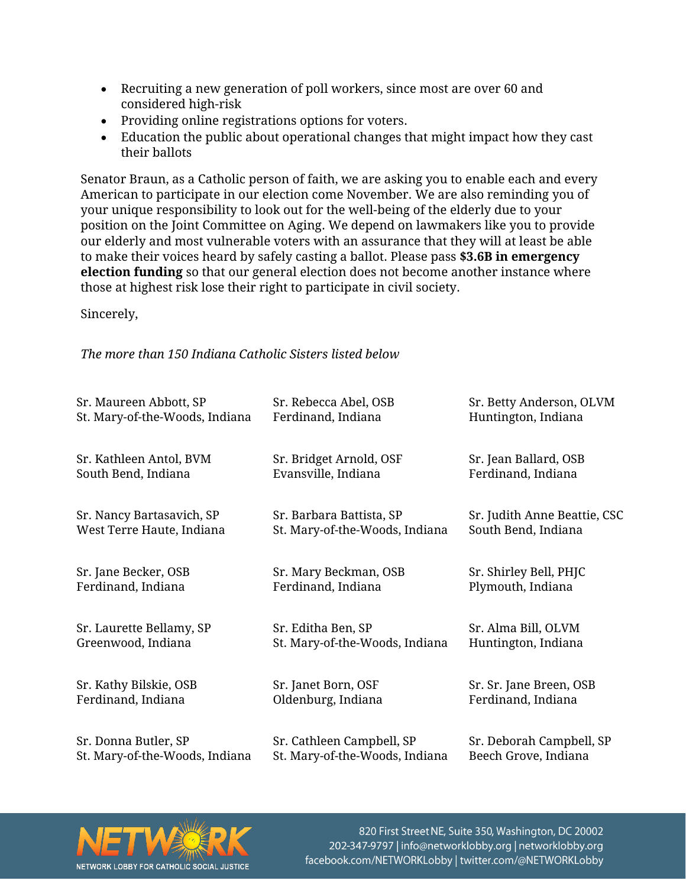- Recruiting a new generation of poll workers, since most are over 60 and considered high-risk
- Providing online registrations options for voters.
- Education the public about operational changes that might impact how they cast their ballots

Senator Braun, as a Catholic person of faith, we are asking you to enable each and every American to participate in our election come November. We are also reminding you of your unique responsibility to look out for the well-being of the elderly due to your position on the Joint Committee on Aging. We depend on lawmakers like you to provide our elderly and most vulnerable voters with an assurance that they will at least be able to make their voices heard by safely casting a ballot. Please pass **$3.6B in emergency election funding** so that our general election does not become another instance where those at highest risk lose their right to participate in civil society.

Sincerely,

*The more than 150 Indiana Catholic Sisters listed below*

Sr. Maureen Abbott, SP
St. Mary-of-the-Woods, Indiana

Sr. Rebecca Abel, OSB
Ferdinand, Indiana

Sr. Betty Anderson, OLVM
Huntington, Indiana

Sr. Kathleen Antol, BVM
South Bend, Indiana

Sr. Bridget Arnold, OSF
Evansville, Indiana

Sr. Jean Ballard, OSB
Ferdinand, Indiana

Sr. Nancy Bartasavich, SP
West Terre Haute, Indiana

Sr. Barbara Battista, SP
St. Mary-of-the-Woods, Indiana

Sr. Judith Anne Beattie, CSC
South Bend, Indiana

Sr. Jane Becker, OSB
Ferdinand, Indiana

Sr. Mary Beckman, OSB
Ferdinand, Indiana

Sr. Shirley Bell, PHJC
Plymouth, Indiana

Sr. Laurette Bellamy, SP
Greenwood, Indiana

Sr. Editha Ben, SP
St. Mary-of-the-Woods, Indiana

Sr. Alma Bill, OLVM
Huntington, Indiana

Sr. Kathy Bilskie, OSB
Ferdinand, Indiana

Sr. Janet Born, OSF
Oldenburg, Indiana

Sr. Sr. Jane Breen, OSB
Ferdinand, Indiana

Sr. Donna Butler, SP
St. Mary-of-the-Woods, Indiana

Sr. Cathleen Campbell, SP
St. Mary-of-the-Woods, Indiana

Sr. Deborah Campbell, SP
Beech Grove, Indiana

NETWORK LOBBY FOR CATHOLIC SOCIAL JUSTICE

820 First Street NE, Suite 350, Washington, DC 20002
202-347-9797 | info@networklobby.org | networklobby.org
facebook.com/NETWORKLobby | twitter.com/@NETWORKLobby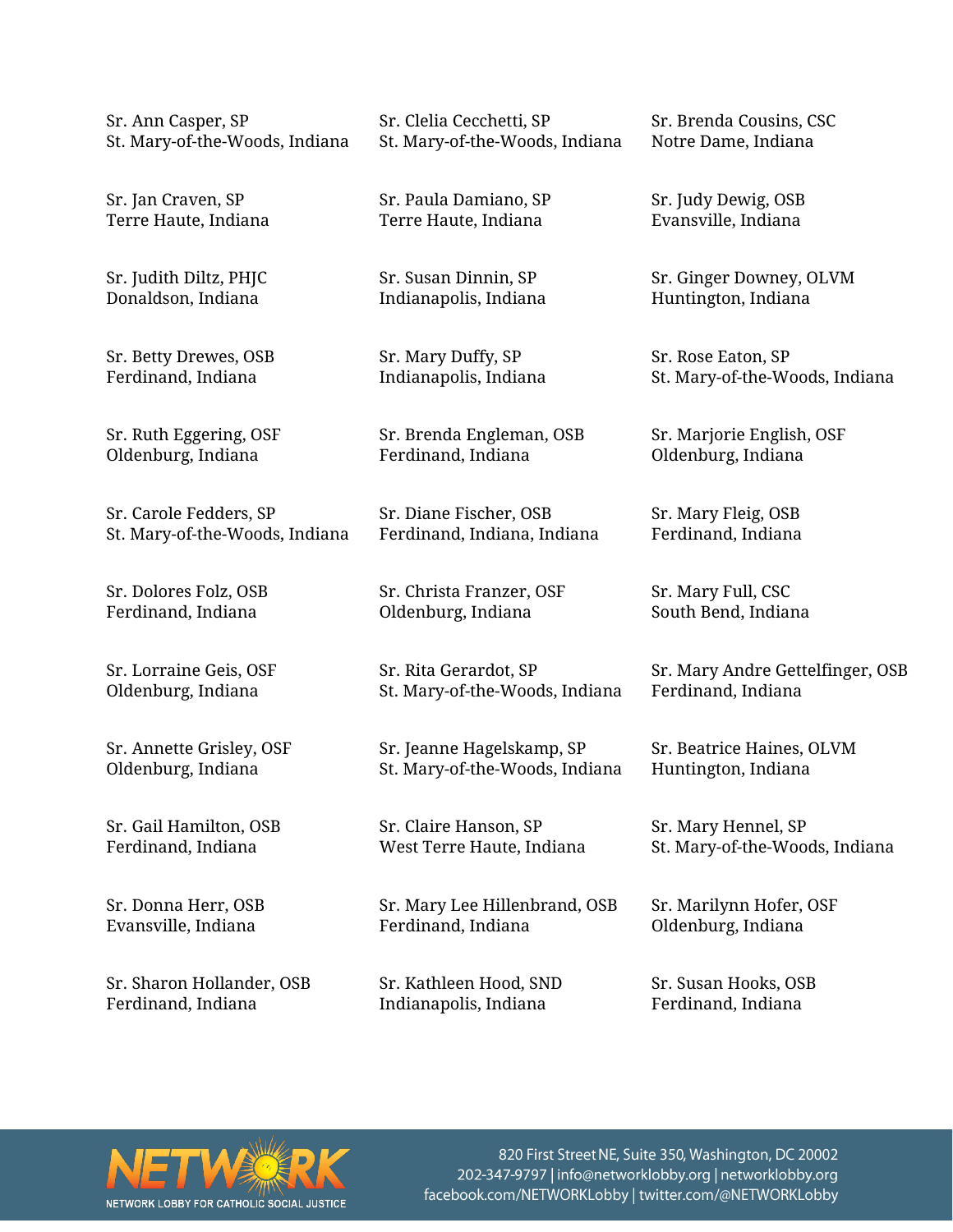Sr. Ann Casper, SP
St. Mary-of-the-Woods, Indiana

Sr. Clelia Cecchetti, SP
St. Mary-of-the-Woods, Indiana

Sr. Brenda Cousins, CSC
Notre Dame, Indiana

Sr. Jan Craven, SP
Terre Haute, Indiana

Sr. Paula Damiano, SP
Terre Haute, Indiana

Sr. Judy Dewig, OSB
Evansville, Indiana

Sr. Judith Diltz, PHJC
Donaldson, Indiana

Sr. Susan Dinnin, SP
Indianapolis, Indiana

Sr. Ginger Downey, OLVM
Huntington, Indiana

Sr. Betty Drewes, OSB
Ferdinand, Indiana

Sr. Mary Duffy, SP
Indianapolis, Indiana

Sr. Rose Eaton, SP
St. Mary-of-the-Woods, Indiana

Sr. Ruth Eggering, OSF
Oldenburg, Indiana

Sr. Brenda Engleman, OSB
Ferdinand, Indiana

Sr. Marjorie English, OSF
Oldenburg, Indiana

Sr. Carole Fedders, SP
St. Mary-of-the-Woods, Indiana

Sr. Diane Fischer, OSB
Ferdinand, Indiana, Indiana

Sr. Mary Fleig, OSB
Ferdinand, Indiana

Sr. Dolores Folz, OSB
Ferdinand, Indiana

Sr. Christa Franzer, OSF
Oldenburg, Indiana

Sr. Mary Full, CSC
South Bend, Indiana

Sr. Lorraine Geis, OSF
Oldenburg, Indiana

Sr. Rita Gerardot, SP
St. Mary-of-the-Woods, Indiana

Sr. Mary Andre Gettelfinger, OSB
Ferdinand, Indiana

Sr. Annette Grisley, OSF
Oldenburg, Indiana

Sr. Jeanne Hagelskamp, SP
St. Mary-of-the-Woods, Indiana

Sr. Beatrice Haines, OLVM
Huntington, Indiana

Sr. Gail Hamilton, OSB
Ferdinand, Indiana

Sr. Claire Hanson, SP
West Terre Haute, Indiana

Sr. Mary Hennel, SP
St. Mary-of-the-Woods, Indiana

Sr. Donna Herr, OSB
Evansville, Indiana

Sr. Mary Lee Hillenbrand, OSB
Ferdinand, Indiana

Sr. Marilynn Hofer, OSF
Oldenburg, Indiana

Sr. Sharon Hollander, OSB
Ferdinand, Indiana

Sr. Kathleen Hood, SND
Indianapolis, Indiana

Sr. Susan Hooks, OSB
Ferdinand, Indiana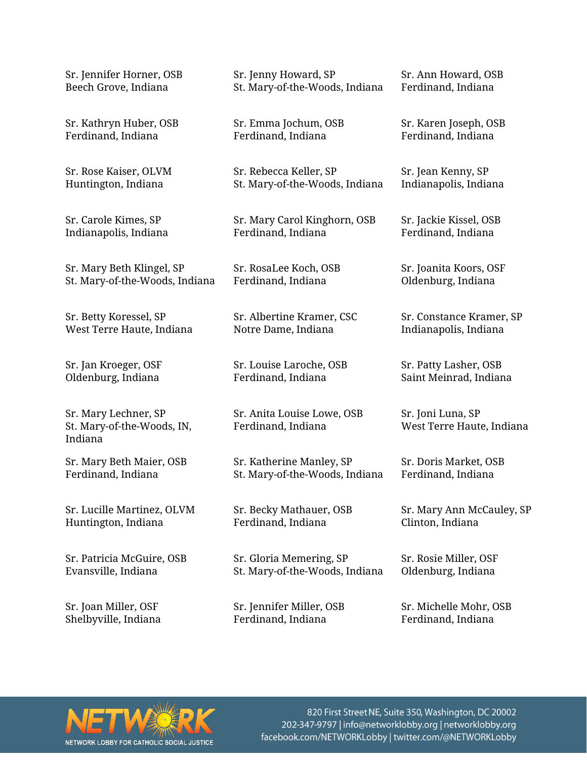Sr. Jennifer Horner, OSB
Beech Grove, Indiana

Sr. Jenny Howard, SP
St. Mary-of-the-Woods, Indiana

Sr. Ann Howard, OSB
Ferdinand, Indiana

Sr. Kathryn Huber, OSB
Ferdinand, Indiana

Sr. Emma Jochum, OSB
Ferdinand, Indiana

Sr. Karen Joseph, OSB
Ferdinand, Indiana

Sr. Rose Kaiser, OLVM
Huntington, Indiana

Sr. Rebecca Keller, SP
St. Mary-of-the-Woods, Indiana

Sr. Jean Kenny, SP
Indianapolis, Indiana

Sr. Carole Kimes, SP
Indianapolis, Indiana

Sr. Mary Carol Kinghorn, OSB
Ferdinand, Indiana

Sr. Jackie Kissel, OSB
Ferdinand, Indiana

Sr. Mary Beth Klingel, SP
St. Mary-of-the-Woods, Indiana

Sr. RosaLee Koch, OSB
Ferdinand, Indiana

Sr. Joanita Koors, OSF
Oldenburg, Indiana

Sr. Betty Koressel, SP
West Terre Haute, Indiana

Sr. Albertine Kramer, CSC
Notre Dame, Indiana

Sr. Constance Kramer, SP
Indianapolis, Indiana

Sr. Jan Kroeger, OSF
Oldenburg, Indiana

Sr. Louise Laroche, OSB
Ferdinand, Indiana

Sr. Patty Lasher, OSB
Saint Meinrad, Indiana

Sr. Mary Lechner, SP
St. Mary-of-the-Woods, IN, Indiana

Sr. Anita Louise Lowe, OSB
Ferdinand, Indiana

Sr. Joni Luna, SP
West Terre Haute, Indiana

Sr. Mary Beth Maier, OSB
Ferdinand, Indiana

Sr. Katherine Manley, SP
St. Mary-of-the-Woods, Indiana

Sr. Doris Market, OSB
Ferdinand, Indiana

Sr. Lucille Martinez, OLVM
Huntington, Indiana

Sr. Becky Mathauer, OSB
Ferdinand, Indiana

Sr. Mary Ann McCauley, SP
Clinton, Indiana

Sr. Patricia McGuire, OSB
Evansville, Indiana

Sr. Gloria Memering, SP
St. Mary-of-the-Woods, Indiana

Sr. Rosie Miller, OSF
Oldenburg, Indiana

Sr. Joan Miller, OSF
Shelbyville, Indiana

Sr. Jennifer Miller, OSB
Ferdinand, Indiana

Sr. Michelle Mohr, OSB
Ferdinand, Indiana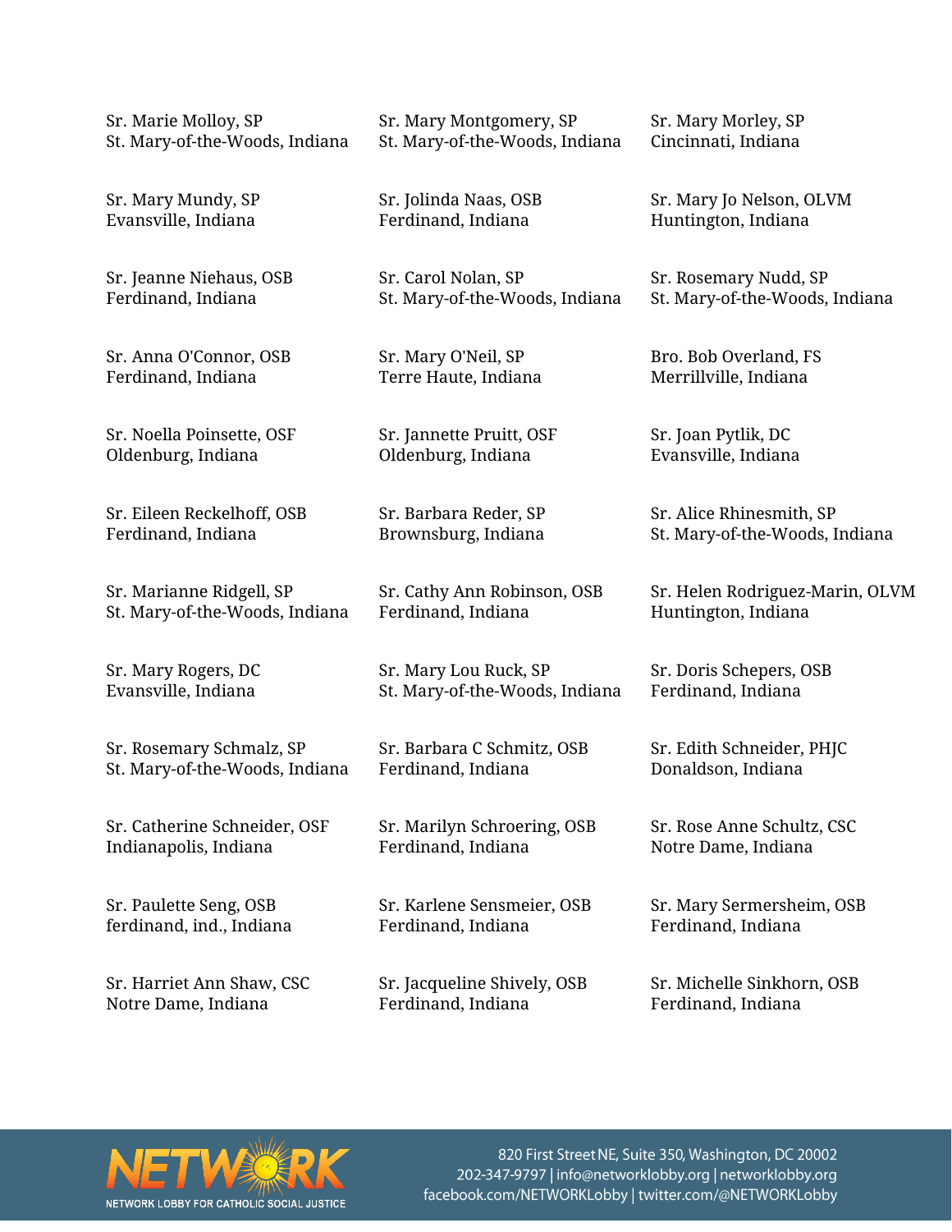Sr. Marie Molloy, SP
St. Mary-of-the-Woods, Indiana

Sr. Mary Montgomery, SP
St. Mary-of-the-Woods, Indiana

Sr. Mary Morley, SP
Cincinnati, Indiana

Sr. Mary Mundy, SP
Evansville, Indiana

Sr. Jolinda Naas, OSB
Ferdinand, Indiana

Sr. Mary Jo Nelson, OLVM
Huntington, Indiana

Sr. Jeanne Niehaus, OSB
Ferdinand, Indiana

Sr. Carol Nolan, SP
St. Mary-of-the-Woods, Indiana

Sr. Rosemary Nudd, SP
St. Mary-of-the-Woods, Indiana

Sr. Anna O'Connor, OSB
Ferdinand, Indiana

Sr. Mary O'Neil, SP
Terre Haute, Indiana

Bro. Bob Overland, FS
Merrillville, Indiana

Sr. Noella Poinsette, OSF
Oldenburg, Indiana

Sr. Jannette Pruitt, OSF
Oldenburg, Indiana

Sr. Joan Pytlik, DC
Evansville, Indiana

Sr. Eileen Reckelhoff, OSB
Ferdinand, Indiana

Sr. Barbara Reder, SP
Brownsburg, Indiana

Sr. Alice Rhinesmith, SP
St. Mary-of-the-Woods, Indiana

Sr. Marianne Ridgell, SP
St. Mary-of-the-Woods, Indiana

Sr. Cathy Ann Robinson, OSB
Ferdinand, Indiana

Sr. Helen Rodriguez-Marin, OLVM
Huntington, Indiana

Sr. Mary Rogers, DC
Evansville, Indiana

Sr. Mary Lou Ruck, SP
St. Mary-of-the-Woods, Indiana

Sr. Doris Schepers, OSB
Ferdinand, Indiana

Sr. Rosemary Schmalz, SP
St. Mary-of-the-Woods, Indiana

Sr. Barbara C Schmitz, OSB
Ferdinand, Indiana

Sr. Edith Schneider, PHJC
Donaldson, Indiana

Sr. Catherine Schneider, OSF
Indianapolis, Indiana

Sr. Marilyn Schroering, OSB
Ferdinand, Indiana

Sr. Rose Anne Schultz, CSC
Notre Dame, Indiana

Sr. Paulette Seng, OSB
ferdinand, ind., Indiana

Sr. Karlene Sensmeier, OSB
Ferdinand, Indiana

Sr. Mary Sermersheim, OSB
Ferdinand, Indiana

Sr. Harriet Ann Shaw, CSC
Notre Dame, Indiana

Sr. Jacqueline Shively, OSB
Ferdinand, Indiana

Sr. Michelle Sinkhorn, OSB
Ferdinand, Indiana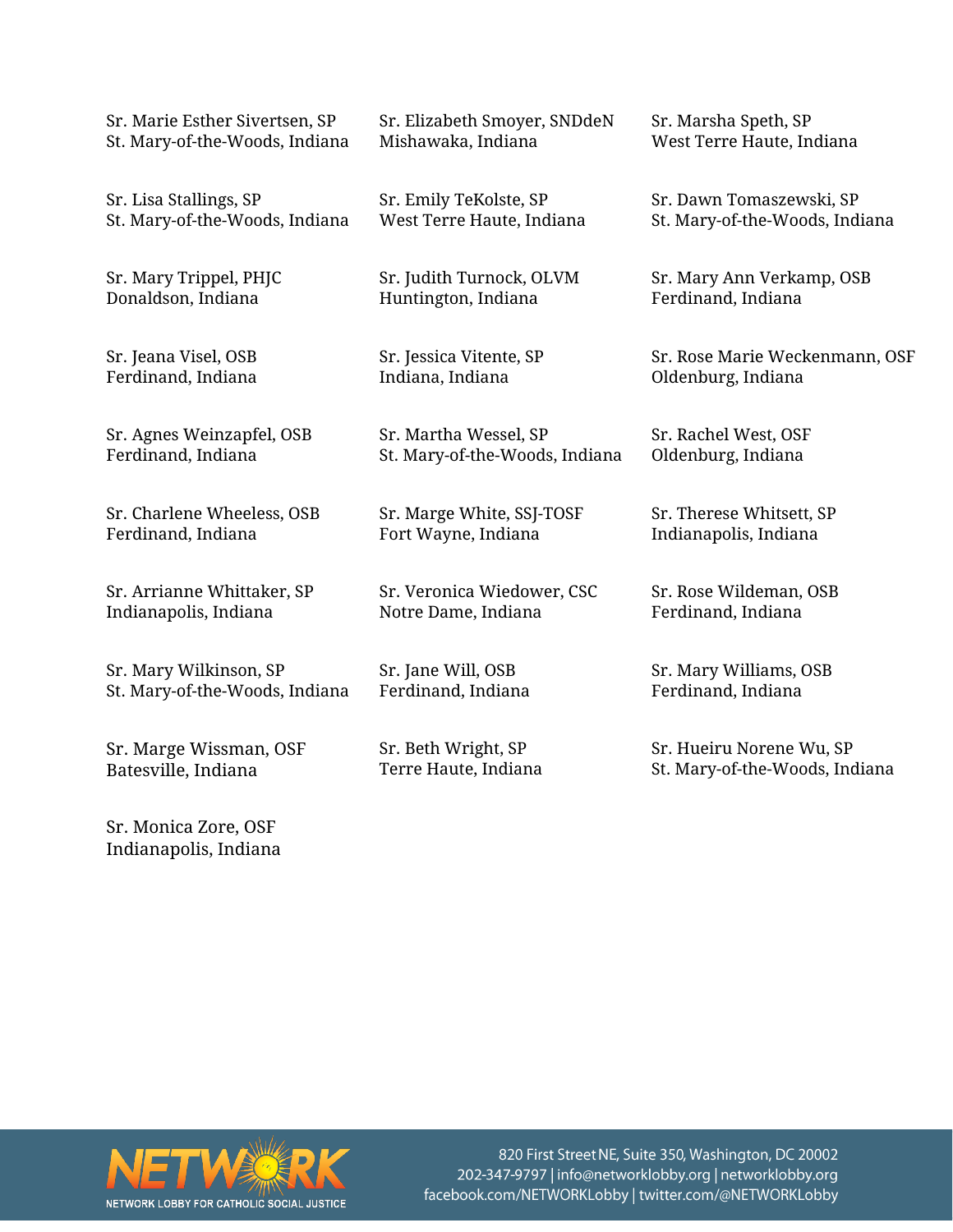Sr. Marie Esther Sivertsen, SP
St. Mary-of-the-Woods, Indiana

Sr. Elizabeth Smoyer, SNDdeN
Mishawaka, Indiana

Sr. Marsha Speth, SP
West Terre Haute, Indiana

Sr. Lisa Stallings, SP
St. Mary-of-the-Woods, Indiana

Sr. Emily TeKolste, SP
West Terre Haute, Indiana

Sr. Dawn Tomaszewski, SP
St. Mary-of-the-Woods, Indiana

Sr. Mary Trippel, PHJC
Donaldson, Indiana

Sr. Judith Turnock, OLVM
Huntington, Indiana

Sr. Mary Ann Verkamp, OSB
Ferdinand, Indiana

Sr. Jeana Visel, OSB
Ferdinand, Indiana

Sr. Jessica Vitente, SP
Indiana, Indiana

Sr. Rose Marie Weckenmann, OSF
Oldenburg, Indiana

Sr. Agnes Weinzapfel, OSB
Ferdinand, Indiana

Sr. Martha Wessel, SP
St. Mary-of-the-Woods, Indiana

Sr. Rachel West, OSF
Oldenburg, Indiana

Sr. Charlene Wheeless, OSB
Ferdinand, Indiana

Sr. Marge White, SSJ-TOSF
Fort Wayne, Indiana

Sr. Therese Whitsett, SP
Indianapolis, Indiana

Sr. Arrianne Whittaker, SP
Indianapolis, Indiana

Sr. Veronica Wiedower, CSC
Notre Dame, Indiana

Sr. Rose Wildeman, OSB
Ferdinand, Indiana

Sr. Mary Wilkinson, SP
St. Mary-of-the-Woods, Indiana

Sr. Jane Will, OSB
Ferdinand, Indiana

Sr. Mary Williams, OSB
Ferdinand, Indiana

Sr. Marge Wissman, OSF
Batesville, Indiana

Sr. Beth Wright, SP
Terre Haute, Indiana

Sr. Hueiru Norene Wu, SP
St. Mary-of-the-Woods, Indiana

Sr. Monica Zore, OSF
Indianapolis, Indiana